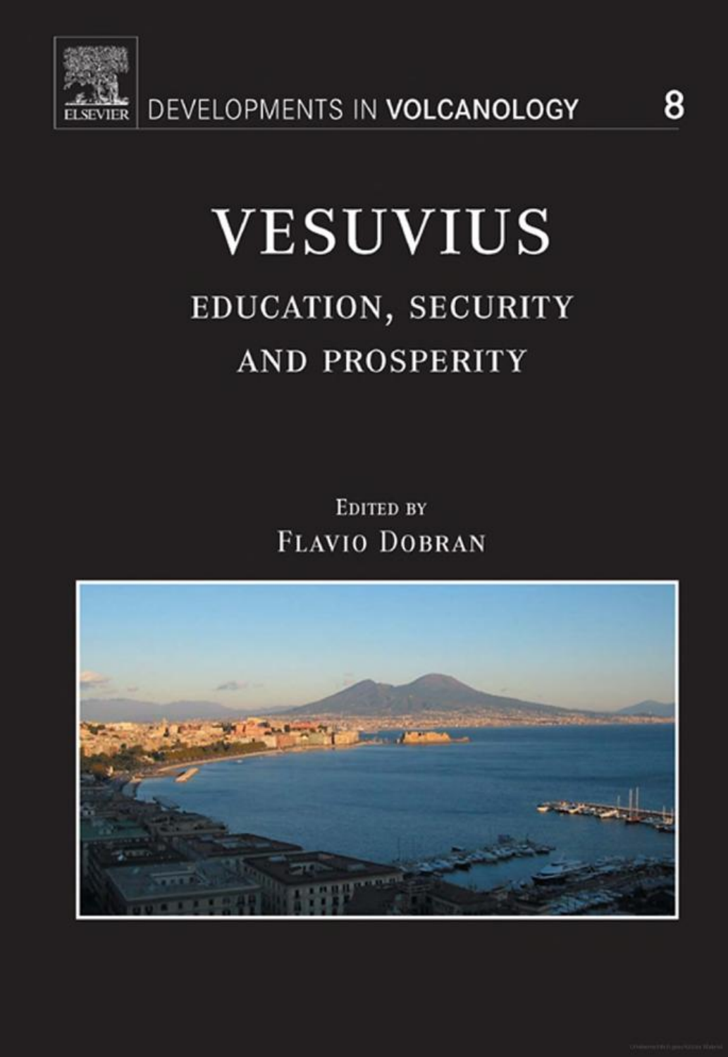ELSEVIER

DEVELOPMENTS IN **VOLCANOLOGY** 8

# VESUVIUS

## EDUCATION, SECURITY AND PROSPERITY

EDITED BY

FLAVIO DOBRAN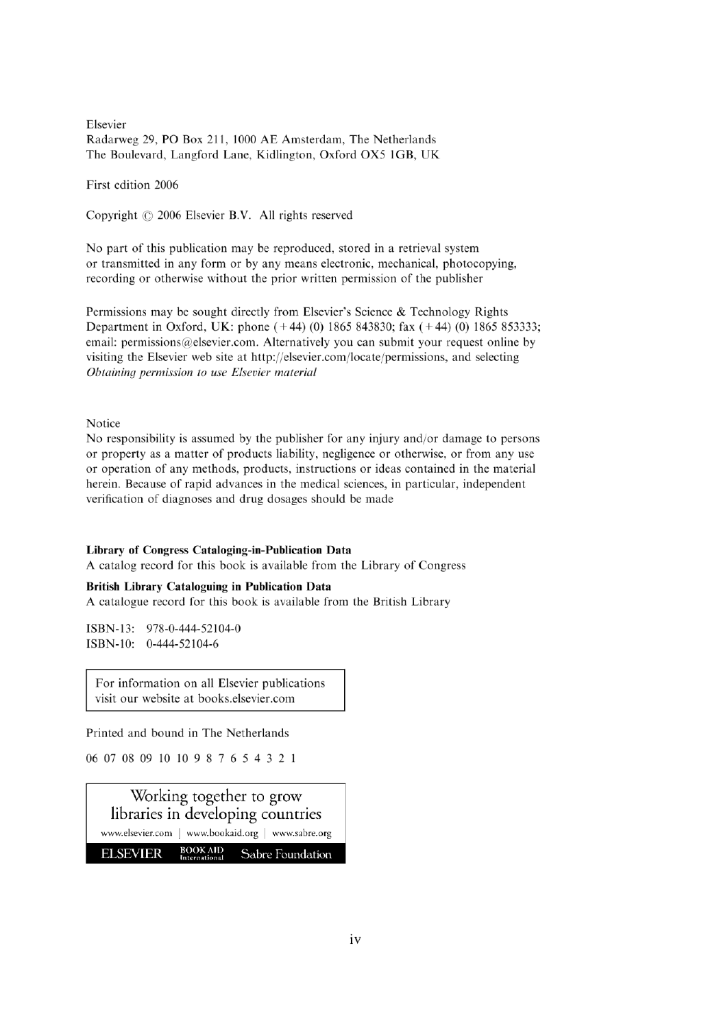Elsevier
Radarweg 29, PO Box 211, 1000 AE Amsterdam, The Netherlands
The Boulevard, Langford Lane, Kidlington, Oxford OX5 1GB, UK

First edition 2006

Copyright © 2006 Elsevier B.V. All rights reserved

No part of this publication may be reproduced, stored in a retrieval system
or transmitted in any form or by any means electronic, mechanical, photocopying,
recording or otherwise without the prior written permission of the publisher

Permissions may be sought directly from Elsevier's Science & Technology Rights
Department in Oxford, UK: phone (+44) (0) 1865 843830; fax (+44) (0) 1865 853333;
email: permissions@elsevier.com. Alternatively you can submit your request online by
visiting the Elsevier web site at http://elsevier.com/locate/permissions, and selecting
*Obtaining permission to use Elsevier material*

Notice
No responsibility is assumed by the publisher for any injury and/or damage to persons
or property as a matter of products liability, negligence or otherwise, or from any use
or operation of any methods, products, instructions or ideas contained in the material
herein. Because of rapid advances in the medical sciences, in particular, independent
verification of diagnoses and drug dosages should be made

**Library of Congress Cataloging-in-Publication Data**
A catalog record for this book is available from the Library of Congress

**British Library Cataloguing in Publication Data**
A catalogue record for this book is available from the British Library

ISBN-13: 978-0-444-52104-0
ISBN-10: 0-444-52104-6

For information on all Elsevier publications
visit our website at books.elsevier.com

Printed and bound in The Netherlands

06 07 08 09 10 10 9 8 7 6 5 4 3 2 1

Working together to grow
libraries in developing countries

www.elsevier.com | www.bookaid.org | www.sabre.org

ELSEVIER BOOK AID International Sabre Foundation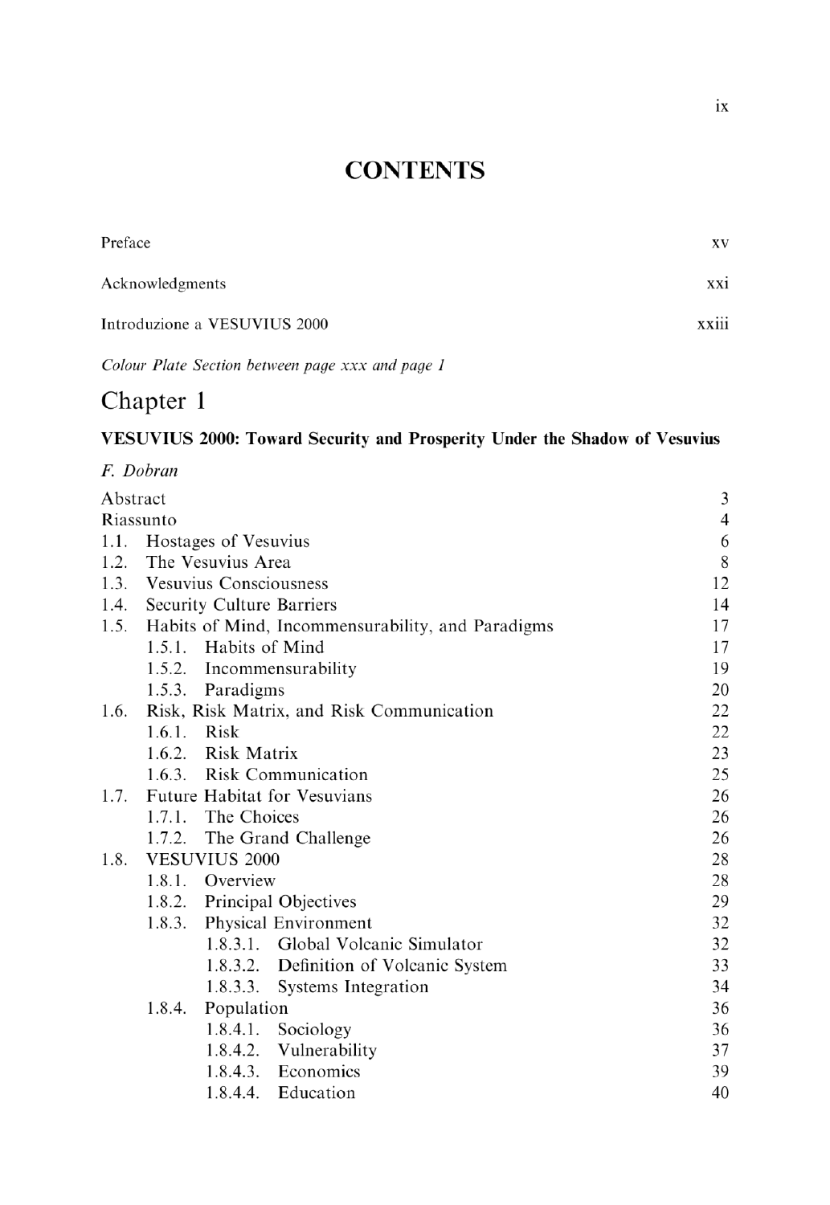# CONTENTS

| | |
|---|---|
| Preface | xv |
| Acknowledgments | xxi |
| Introduzione a VESUVIUS 2000 | xxiii |

*Colour Plate Section between page xxx and page 1*

## Chapter 1

**VESUVIUS 2000: Toward Security and Prosperity Under the Shadow of Vesuvius**

*F. Dobran*

| | |
|---|---|
| Abstract | 3 |
| Riassunto | 4 |
| 1.1. Hostages of Vesuvius | 6 |
| 1.2. The Vesuvius Area | 8 |
| 1.3. Vesuvius Consciousness | 12 |
| 1.4. Security Culture Barriers | 14 |
| 1.5. Habits of Mind, Incommensurability, and Paradigms | 17 |
| 1.5.1. Habits of Mind | 17 |
| 1.5.2. Incommensurability | 19 |
| 1.5.3. Paradigms | 20 |
| 1.6. Risk, Risk Matrix, and Risk Communication | 22 |
| 1.6.1. Risk | 22 |
| 1.6.2. Risk Matrix | 23 |
| 1.6.3. Risk Communication | 25 |
| 1.7. Future Habitat for Vesuvians | 26 |
| 1.7.1. The Choices | 26 |
| 1.7.2. The Grand Challenge | 26 |
| 1.8. VESUVIUS 2000 | 28 |
| 1.8.1. Overview | 28 |
| 1.8.2. Principal Objectives | 29 |
| 1.8.3. Physical Environment | 32 |
| 1.8.3.1. Global Volcanic Simulator | 32 |
| 1.8.3.2. Definition of Volcanic System | 33 |
| 1.8.3.3. Systems Integration | 34 |
| 1.8.4. Population | 36 |
| 1.8.4.1. Sociology | 36 |
| 1.8.4.2. Vulnerability | 37 |
| 1.8.4.3. Economics | 39 |
| 1.8.4.4. Education | 40 |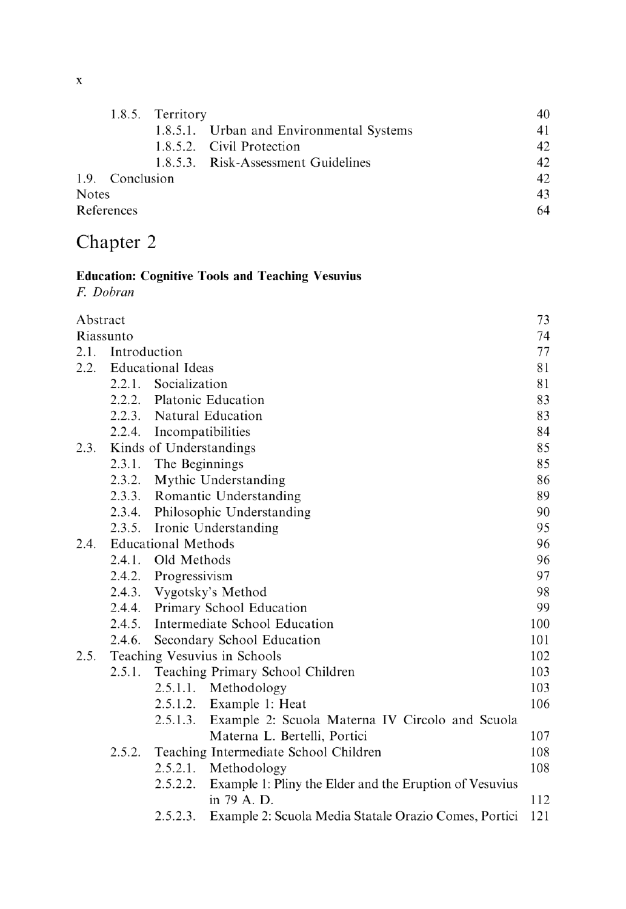| | |
|---|---|
| 1.8.5. Territory | 40 |
| 1.8.5.1. Urban and Environmental Systems | 41 |
| 1.8.5.2. Civil Protection | 42 |
| 1.8.5.3. Risk-Assessment Guidelines | 42 |
| 1.9. Conclusion | 42 |
| Notes | 43 |
| References | 64 |

# Chapter 2

**Education: Cognitive Tools and Teaching Vesuvius**
*F. Dobran*

| | |
|---|---|
| Abstract | 73 |
| Riassunto | 74 |
| 2.1. Introduction | 77 |
| 2.2. Educational Ideas | 81 |
| 2.2.1. Socialization | 81 |
| 2.2.2. Platonic Education | 83 |
| 2.2.3. Natural Education | 83 |
| 2.2.4. Incompatibilities | 84 |
| 2.3. Kinds of Understandings | 85 |
| 2.3.1. The Beginnings | 85 |
| 2.3.2. Mythic Understanding | 86 |
| 2.3.3. Romantic Understanding | 89 |
| 2.3.4. Philosophic Understanding | 90 |
| 2.3.5. Ironic Understanding | 95 |
| 2.4. Educational Methods | 96 |
| 2.4.1. Old Methods | 96 |
| 2.4.2. Progressivism | 97 |
| 2.4.3. Vygotsky's Method | 98 |
| 2.4.4. Primary School Education | 99 |
| 2.4.5. Intermediate School Education | 100 |
| 2.4.6. Secondary School Education | 101 |
| 2.5. Teaching Vesuvius in Schools | 102 |
| 2.5.1. Teaching Primary School Children | 103 |
| 2.5.1.1. Methodology | 103 |
| 2.5.1.2. Example 1: Heat | 106 |
| 2.5.1.3. Example 2: Scuola Materna IV Circolo and Scuola Materna L. Bertelli, Portici | 107 |
| 2.5.2. Teaching Intermediate School Children | 108 |
| 2.5.2.1. Methodology | 108 |
| 2.5.2.2. Example 1: Pliny the Elder and the Eruption of Vesuvius in 79 A. D. | 112 |
| 2.5.2.3. Example 2: Scuola Media Statale Orazio Comes, Portici | 121 |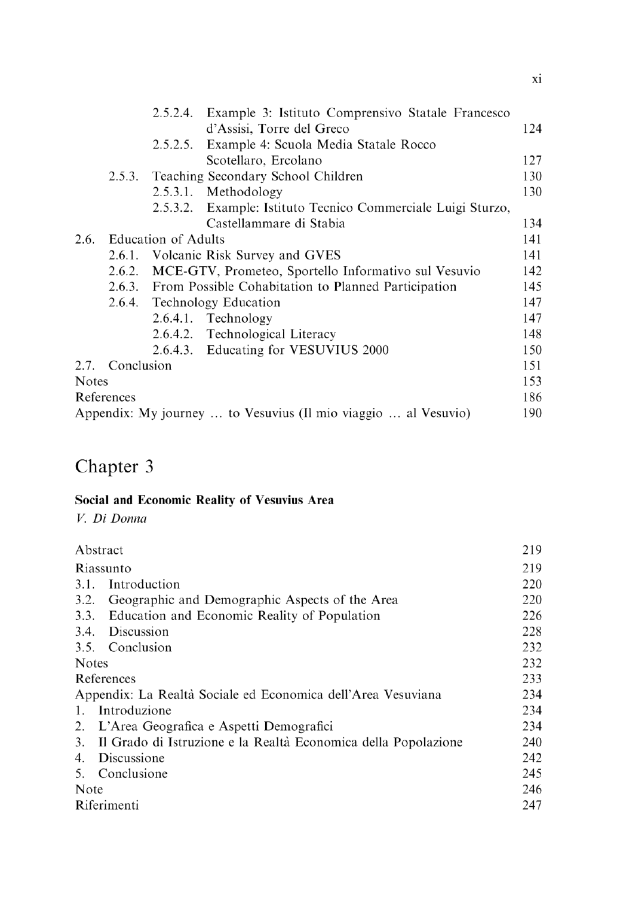2.5.2.4. Example 3: Istituto Comprensivo Statale Francesco d'Assisi, Torre del Greco 124
2.5.2.5. Example 4: Scuola Media Statale Rocco Scotellaro, Ercolano 127
2.5.3. Teaching Secondary School Children 130
2.5.3.1. Methodology 130
2.5.3.2. Example: Istituto Tecnico Commerciale Luigi Sturzo, Castellammare di Stabia 134
2.6. Education of Adults 141
2.6.1. Volcanic Risk Survey and GVES 141
2.6.2. MCE-GTV, Prometeo, Sportello Informativo sul Vesuvio 142
2.6.3. From Possible Cohabitation to Planned Participation 145
2.6.4. Technology Education 147
2.6.4.1. Technology 147
2.6.4.2. Technological Literacy 148
2.6.4.3. Educating for VESUVIUS 2000 150
2.7. Conclusion 151
Notes 153
References 186
Appendix: My journey … to Vesuvius (Il mio viaggio … al Vesuvio) 190

# Chapter 3

**Social and Economic Reality of Vesuvius Area**
*V. Di Donna*

Abstract 219
Riassunto 219
3.1. Introduction 220
3.2. Geographic and Demographic Aspects of the Area 220
3.3. Education and Economic Reality of Population 226
3.4. Discussion 228
3.5. Conclusion 232
Notes 232
References 233
Appendix: La Realtà Sociale ed Economica dell'Area Vesuviana 234
1. Introduzione 234
2. L'Area Geografica e Aspetti Demografici 234
3. Il Grado di Istruzione e la Realtà Economica della Popolazione 240
4. Discussione 242
5. Conclusione 245
Note 246
Riferimenti 247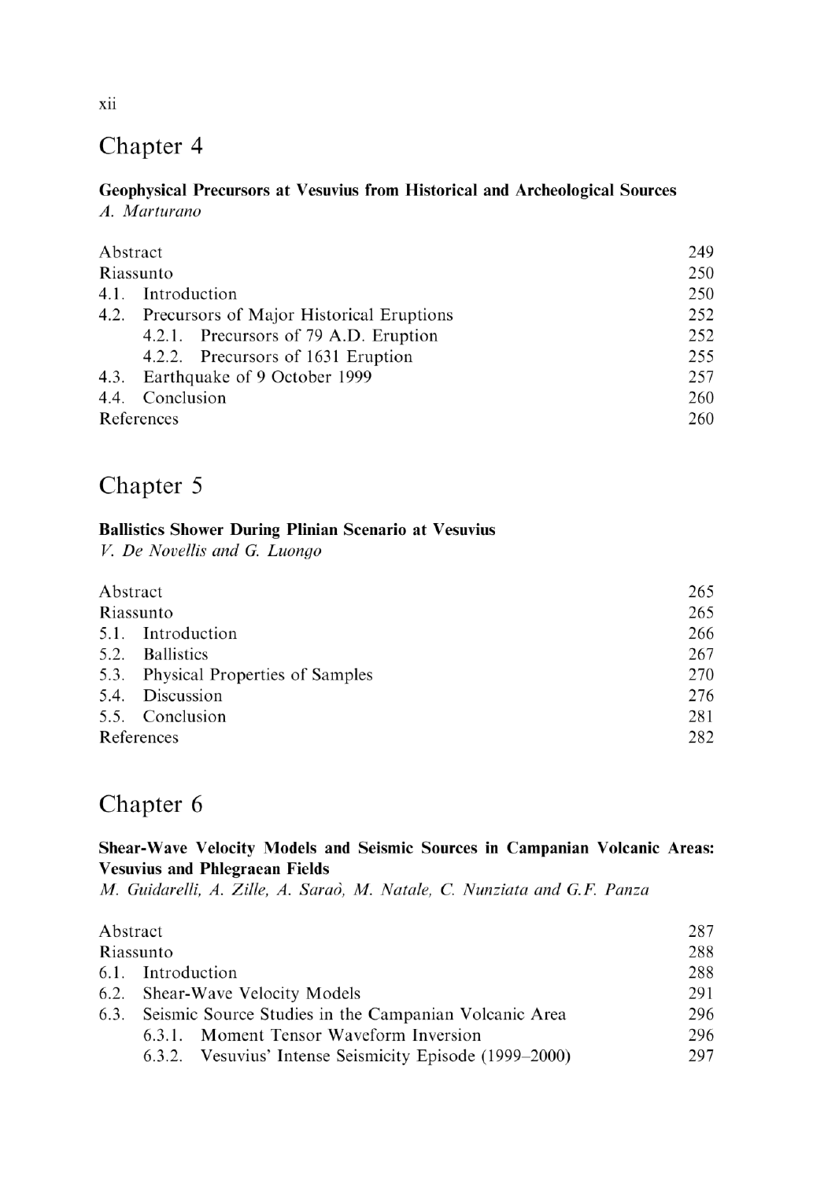## Chapter 4

**Geophysical Precursors at Vesuvius from Historical and Archeological Sources**
*A. Marturano*

| | |
|---|---|
| Abstract | 249 |
| Riassunto | 250 |
| 4.1. Introduction | 250 |
| 4.2. Precursors of Major Historical Eruptions | 252 |
| 4.2.1. Precursors of 79 A.D. Eruption | 252 |
| 4.2.2. Precursors of 1631 Eruption | 255 |
| 4.3. Earthquake of 9 October 1999 | 257 |
| 4.4. Conclusion | 260 |
| References | 260 |

## Chapter 5

**Ballistics Shower During Plinian Scenario at Vesuvius**
*V. De Novellis and G. Luongo*

| | |
|---|---|
| Abstract | 265 |
| Riassunto | 265 |
| 5.1. Introduction | 266 |
| 5.2. Ballistics | 267 |
| 5.3. Physical Properties of Samples | 270 |
| 5.4. Discussion | 276 |
| 5.5. Conclusion | 281 |
| References | 282 |

## Chapter 6

**Shear-Wave Velocity Models and Seismic Sources in Campanian Volcanic Areas: Vesuvius and Phlegraean Fields**
*M. Guidarelli, A. Zille, A. Saraò, M. Natale, C. Nunziata and G.F. Panza*

| | |
|---|---|
| Abstract | 287 |
| Riassunto | 288 |
| 6.1. Introduction | 288 |
| 6.2. Shear-Wave Velocity Models | 291 |
| 6.3. Seismic Source Studies in the Campanian Volcanic Area | 296 |
| 6.3.1. Moment Tensor Waveform Inversion | 296 |
| 6.3.2. Vesuvius' Intense Seismicity Episode (1999–2000) | 297 |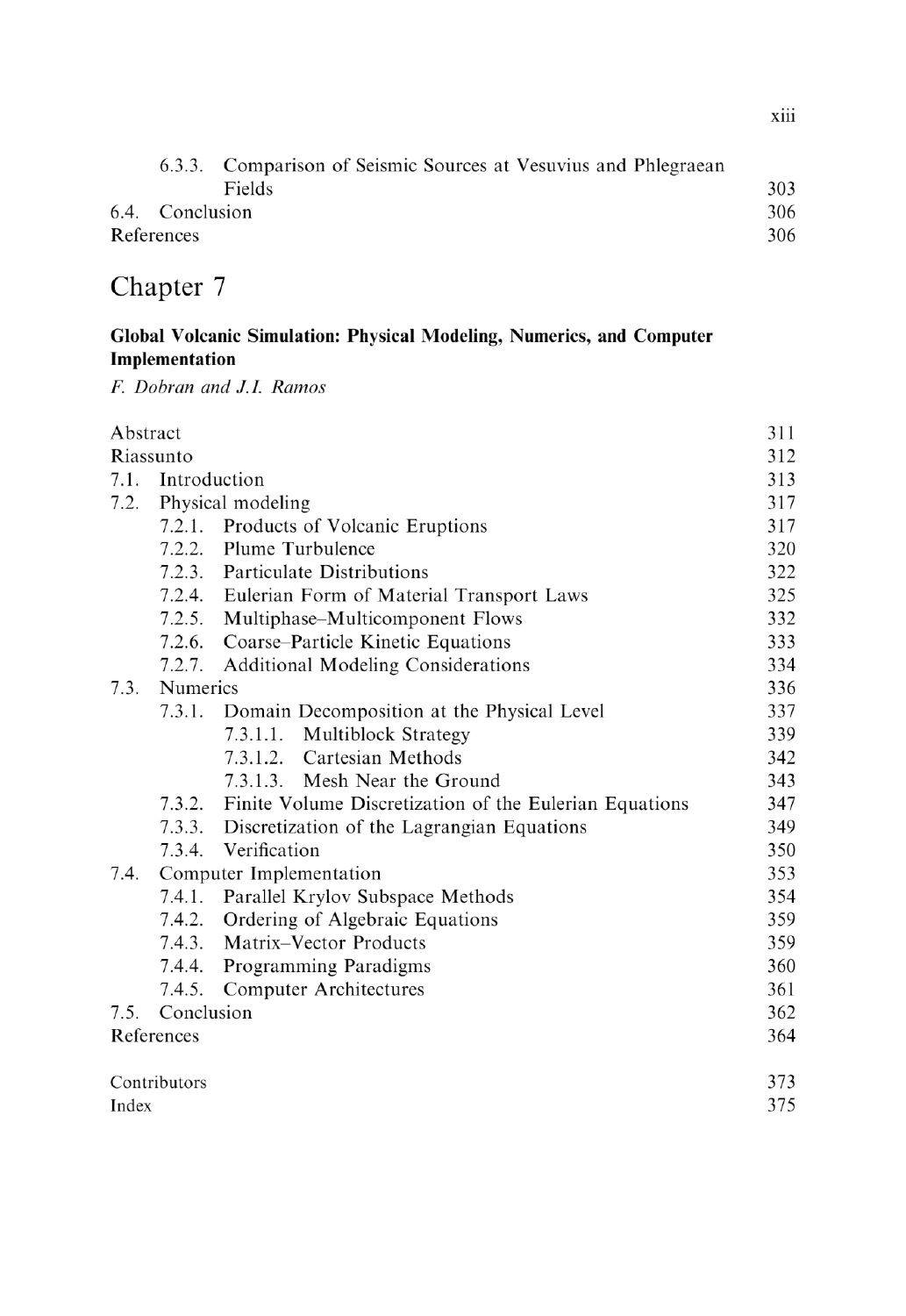6.3.3. Comparison of Seismic Sources at Vesuvius and Phlegraean Fields 303
6.4. Conclusion 306
References 306

# Chapter 7

**Global Volcanic Simulation: Physical Modeling, Numerics, and Computer Implementation**

*F. Dobran and J.I. Ramos*

- Abstract 311
- Riassunto 312
- 7.1. Introduction 313
- 7.2. Physical modeling 317
  - 7.2.1. Products of Volcanic Eruptions 317
  - 7.2.2. Plume Turbulence 320
  - 7.2.3. Particulate Distributions 322
  - 7.2.4. Eulerian Form of Material Transport Laws 325
  - 7.2.5. Multiphase–Multicomponent Flows 332
  - 7.2.6. Coarse–Particle Kinetic Equations 333
  - 7.2.7. Additional Modeling Considerations 334
- 7.3. Numerics 336
  - 7.3.1. Domain Decomposition at the Physical Level 337
    - 7.3.1.1. Multiblock Strategy 339
    - 7.3.1.2. Cartesian Methods 342
    - 7.3.1.3. Mesh Near the Ground 343
  - 7.3.2. Finite Volume Discretization of the Eulerian Equations 347
  - 7.3.3. Discretization of the Lagrangian Equations 349
  - 7.3.4. Verification 350
- 7.4. Computer Implementation 353
  - 7.4.1. Parallel Krylov Subspace Methods 354
  - 7.4.2. Ordering of Algebraic Equations 359
  - 7.4.3. Matrix–Vector Products 359
  - 7.4.4. Programming Paradigms 360
  - 7.4.5. Computer Architectures 361
- 7.5. Conclusion 362
- References 364

Contributors 373
Index 375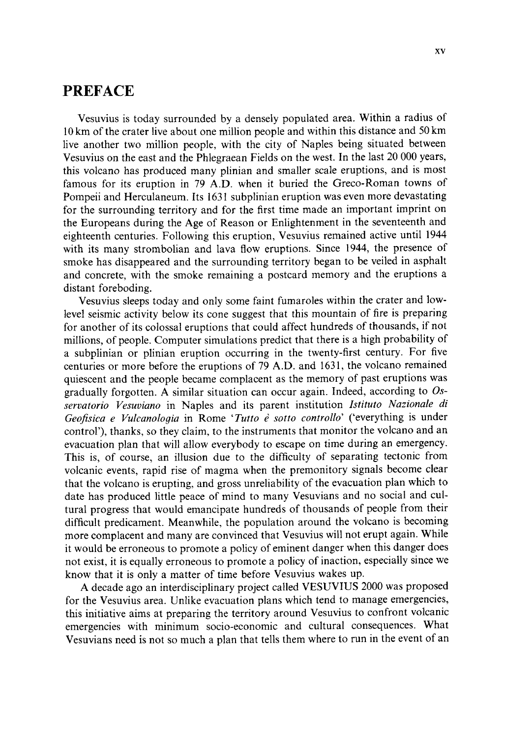# PREFACE

Vesuvius is today surrounded by a densely populated area. Within a radius of 10 km of the crater live about one million people and within this distance and 50 km live another two million people, with the city of Naples being situated between Vesuvius on the east and the Phlegraean Fields on the west. In the last 20 000 years, this volcano has produced many plinian and smaller scale eruptions, and is most famous for its eruption in 79 A.D. when it buried the Greco-Roman towns of Pompeii and Herculaneum. Its 1631 subplinian eruption was even more devastating for the surrounding territory and for the first time made an important imprint on the Europeans during the Age of Reason or Enlightenment in the seventeenth and eighteenth centuries. Following this eruption, Vesuvius remained active until 1944 with its many strombolian and lava flow eruptions. Since 1944, the presence of smoke has disappeared and the surrounding territory began to be veiled in asphalt and concrete, with the smoke remaining a postcard memory and the eruptions a distant foreboding.

Vesuvius sleeps today and only some faint fumaroles within the crater and low-level seismic activity below its cone suggest that this mountain of fire is preparing for another of its colossal eruptions that could affect hundreds of thousands, if not millions, of people. Computer simulations predict that there is a high probability of a subplinian or plinian eruption occurring in the twenty-first century. For five centuries or more before the eruptions of 79 A.D. and 1631, the volcano remained quiescent and the people became complacent as the memory of past eruptions was gradually forgotten. A similar situation can occur again. Indeed, according to *Osservatorio Vesuviano* in Naples and its parent institution *Istituto Nazionale di Geofisica e Vulcanologia* in Rome '*Tutto è sotto controllo*' ('everything is under control'), thanks, so they claim, to the instruments that monitor the volcano and an evacuation plan that will allow everybody to escape on time during an emergency. This is, of course, an illusion due to the difficulty of separating tectonic from volcanic events, rapid rise of magma when the premonitory signals become clear that the volcano is erupting, and gross unreliability of the evacuation plan which to date has produced little peace of mind to many Vesuvians and no social and cultural progress that would emancipate hundreds of thousands of people from their difficult predicament. Meanwhile, the population around the volcano is becoming more complacent and many are convinced that Vesuvius will not erupt again. While it would be erroneous to promote a policy of eminent danger when this danger does not exist, it is equally erroneous to promote a policy of inaction, especially since we know that it is only a matter of time before Vesuvius wakes up.

A decade ago an interdisciplinary project called VESUVIUS 2000 was proposed for the Vesuvius area. Unlike evacuation plans which tend to manage emergencies, this initiative aims at preparing the territory around Vesuvius to confront volcanic emergencies with minimum socio-economic and cultural consequences. What Vesuvians need is not so much a plan that tells them where to run in the event of an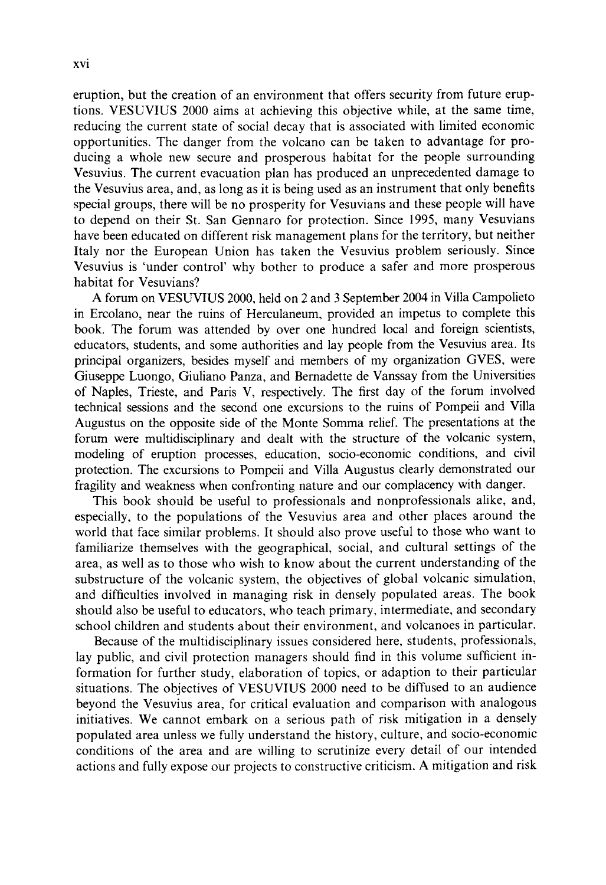eruption, but the creation of an environment that offers security from future eruptions. VESUVIUS 2000 aims at achieving this objective while, at the same time, reducing the current state of social decay that is associated with limited economic opportunities. The danger from the volcano can be taken to advantage for producing a whole new secure and prosperous habitat for the people surrounding Vesuvius. The current evacuation plan has produced an unprecedented damage to the Vesuvius area, and, as long as it is being used as an instrument that only benefits special groups, there will be no prosperity for Vesuvians and these people will have to depend on their St. San Gennaro for protection. Since 1995, many Vesuvians have been educated on different risk management plans for the territory, but neither Italy nor the European Union has taken the Vesuvius problem seriously. Since Vesuvius is 'under control' why bother to produce a safer and more prosperous habitat for Vesuvians?

A forum on VESUVIUS 2000, held on 2 and 3 September 2004 in Villa Campolieto in Ercolano, near the ruins of Herculaneum, provided an impetus to complete this book. The forum was attended by over one hundred local and foreign scientists, educators, students, and some authorities and lay people from the Vesuvius area. Its principal organizers, besides myself and members of my organization GVES, were Giuseppe Luongo, Giuliano Panza, and Bernadette de Vanssay from the Universities of Naples, Trieste, and Paris V, respectively. The first day of the forum involved technical sessions and the second one excursions to the ruins of Pompeii and Villa Augustus on the opposite side of the Monte Somma relief. The presentations at the forum were multidisciplinary and dealt with the structure of the volcanic system, modeling of eruption processes, education, socio-economic conditions, and civil protection. The excursions to Pompeii and Villa Augustus clearly demonstrated our fragility and weakness when confronting nature and our complacency with danger.

This book should be useful to professionals and nonprofessionals alike, and, especially, to the populations of the Vesuvius area and other places around the world that face similar problems. It should also prove useful to those who want to familiarize themselves with the geographical, social, and cultural settings of the area, as well as to those who wish to know about the current understanding of the substructure of the volcanic system, the objectives of global volcanic simulation, and difficulties involved in managing risk in densely populated areas. The book should also be useful to educators, who teach primary, intermediate, and secondary school children and students about their environment, and volcanoes in particular.

Because of the multidisciplinary issues considered here, students, professionals, lay public, and civil protection managers should find in this volume sufficient information for further study, elaboration of topics, or adaption to their particular situations. The objectives of VESUVIUS 2000 need to be diffused to an audience beyond the Vesuvius area, for critical evaluation and comparison with analogous initiatives. We cannot embark on a serious path of risk mitigation in a densely populated area unless we fully understand the history, culture, and socio-economic conditions of the area and are willing to scrutinize every detail of our intended actions and fully expose our projects to constructive criticism. A mitigation and risk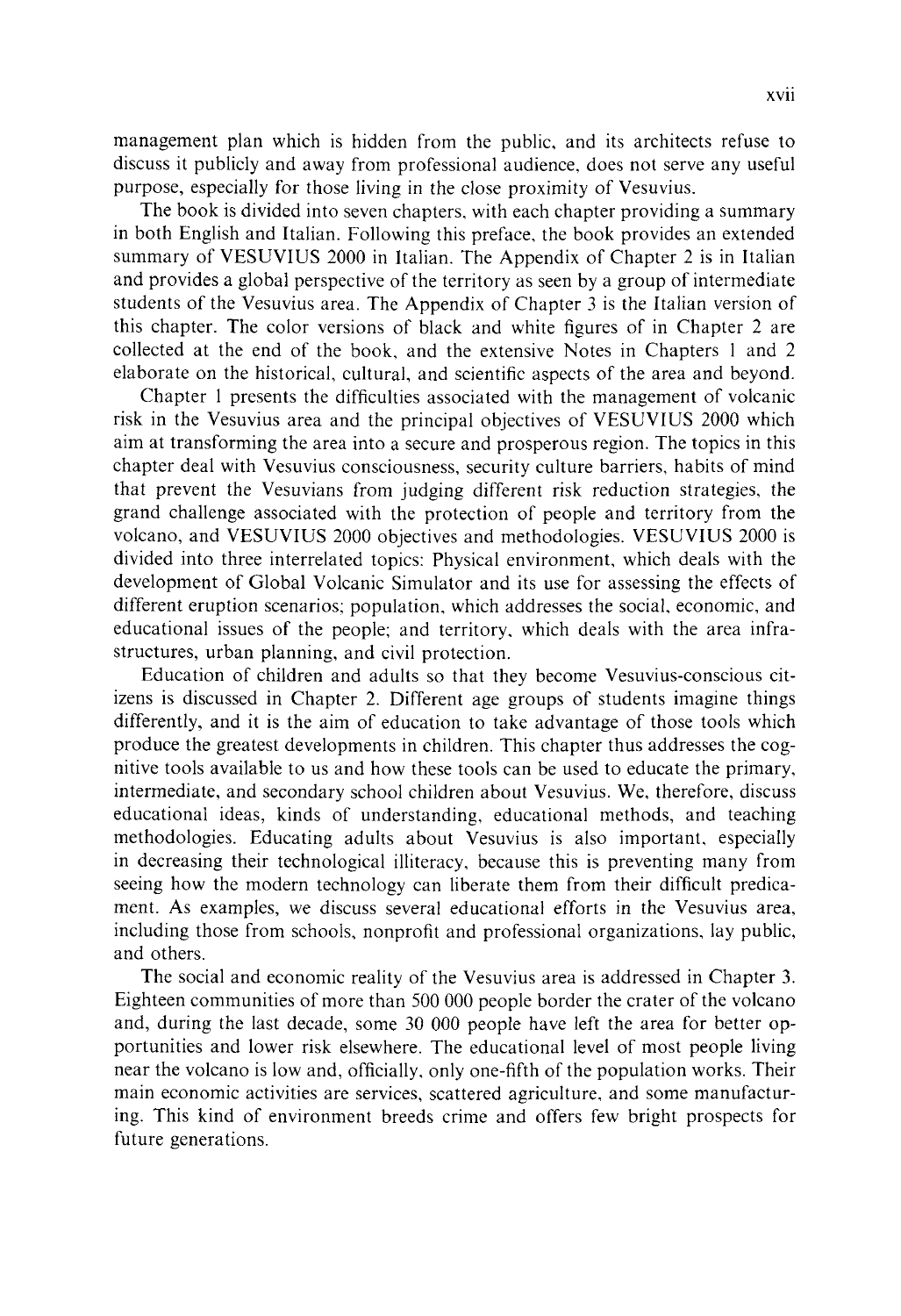management plan which is hidden from the public, and its architects refuse to discuss it publicly and away from professional audience, does not serve any useful purpose, especially for those living in the close proximity of Vesuvius.

The book is divided into seven chapters, with each chapter providing a summary in both English and Italian. Following this preface, the book provides an extended summary of VESUVIUS 2000 in Italian. The Appendix of Chapter 2 is in Italian and provides a global perspective of the territory as seen by a group of intermediate students of the Vesuvius area. The Appendix of Chapter 3 is the Italian version of this chapter. The color versions of black and white figures of in Chapter 2 are collected at the end of the book, and the extensive Notes in Chapters 1 and 2 elaborate on the historical, cultural, and scientific aspects of the area and beyond.

Chapter 1 presents the difficulties associated with the management of volcanic risk in the Vesuvius area and the principal objectives of VESUVIUS 2000 which aim at transforming the area into a secure and prosperous region. The topics in this chapter deal with Vesuvius consciousness, security culture barriers, habits of mind that prevent the Vesuvians from judging different risk reduction strategies, the grand challenge associated with the protection of people and territory from the volcano, and VESUVIUS 2000 objectives and methodologies. VESUVIUS 2000 is divided into three interrelated topics: Physical environment, which deals with the development of Global Volcanic Simulator and its use for assessing the effects of different eruption scenarios; population, which addresses the social, economic, and educational issues of the people; and territory, which deals with the area infrastructures, urban planning, and civil protection.

Education of children and adults so that they become Vesuvius-conscious citizens is discussed in Chapter 2. Different age groups of students imagine things differently, and it is the aim of education to take advantage of those tools which produce the greatest developments in children. This chapter thus addresses the cognitive tools available to us and how these tools can be used to educate the primary, intermediate, and secondary school children about Vesuvius. We, therefore, discuss educational ideas, kinds of understanding, educational methods, and teaching methodologies. Educating adults about Vesuvius is also important, especially in decreasing their technological illiteracy, because this is preventing many from seeing how the modern technology can liberate them from their difficult predicament. As examples, we discuss several educational efforts in the Vesuvius area, including those from schools, nonprofit and professional organizations, lay public, and others.

The social and economic reality of the Vesuvius area is addressed in Chapter 3. Eighteen communities of more than 500 000 people border the crater of the volcano and, during the last decade, some 30 000 people have left the area for better opportunities and lower risk elsewhere. The educational level of most people living near the volcano is low and, officially, only one-fifth of the population works. Their main economic activities are services, scattered agriculture, and some manufacturing. This kind of environment breeds crime and offers few bright prospects for future generations.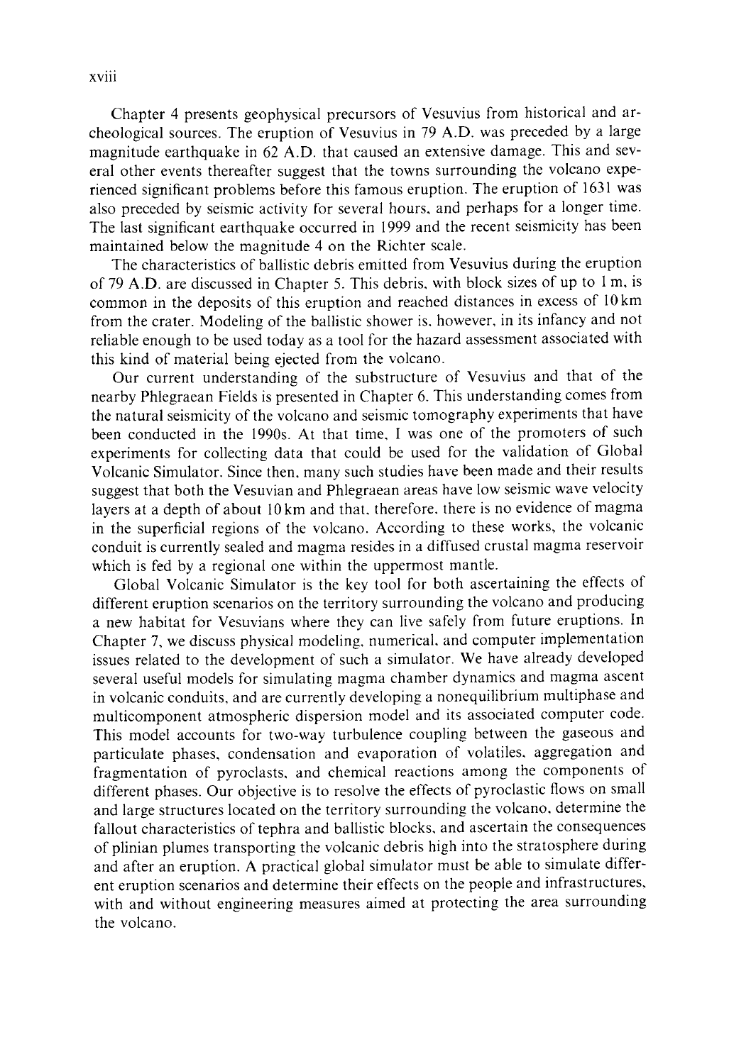Chapter 4 presents geophysical precursors of Vesuvius from historical and archeological sources. The eruption of Vesuvius in 79 A.D. was preceded by a large magnitude earthquake in 62 A.D. that caused an extensive damage. This and several other events thereafter suggest that the towns surrounding the volcano experienced significant problems before this famous eruption. The eruption of 1631 was also preceded by seismic activity for several hours, and perhaps for a longer time. The last significant earthquake occurred in 1999 and the recent seismicity has been maintained below the magnitude 4 on the Richter scale.

The characteristics of ballistic debris emitted from Vesuvius during the eruption of 79 A.D. are discussed in Chapter 5. This debris, with block sizes of up to 1 m, is common in the deposits of this eruption and reached distances in excess of 10 km from the crater. Modeling of the ballistic shower is, however, in its infancy and not reliable enough to be used today as a tool for the hazard assessment associated with this kind of material being ejected from the volcano.

Our current understanding of the substructure of Vesuvius and that of the nearby Phlegraean Fields is presented in Chapter 6. This understanding comes from the natural seismicity of the volcano and seismic tomography experiments that have been conducted in the 1990s. At that time, I was one of the promoters of such experiments for collecting data that could be used for the validation of Global Volcanic Simulator. Since then, many such studies have been made and their results suggest that both the Vesuvian and Phlegraean areas have low seismic wave velocity layers at a depth of about 10 km and that, therefore, there is no evidence of magma in the superficial regions of the volcano. According to these works, the volcanic conduit is currently sealed and magma resides in a diffused crustal magma reservoir which is fed by a regional one within the uppermost mantle.

Global Volcanic Simulator is the key tool for both ascertaining the effects of different eruption scenarios on the territory surrounding the volcano and producing a new habitat for Vesuvians where they can live safely from future eruptions. In Chapter 7, we discuss physical modeling, numerical, and computer implementation issues related to the development of such a simulator. We have already developed several useful models for simulating magma chamber dynamics and magma ascent in volcanic conduits, and are currently developing a nonequilibrium multiphase and multicomponent atmospheric dispersion model and its associated computer code. This model accounts for two-way turbulence coupling between the gaseous and particulate phases, condensation and evaporation of volatiles, aggregation and fragmentation of pyroclasts, and chemical reactions among the components of different phases. Our objective is to resolve the effects of pyroclastic flows on small and large structures located on the territory surrounding the volcano, determine the fallout characteristics of tephra and ballistic blocks, and ascertain the consequences of plinian plumes transporting the volcanic debris high into the stratosphere during and after an eruption. A practical global simulator must be able to simulate different eruption scenarios and determine their effects on the people and infrastructures, with and without engineering measures aimed at protecting the area surrounding the volcano.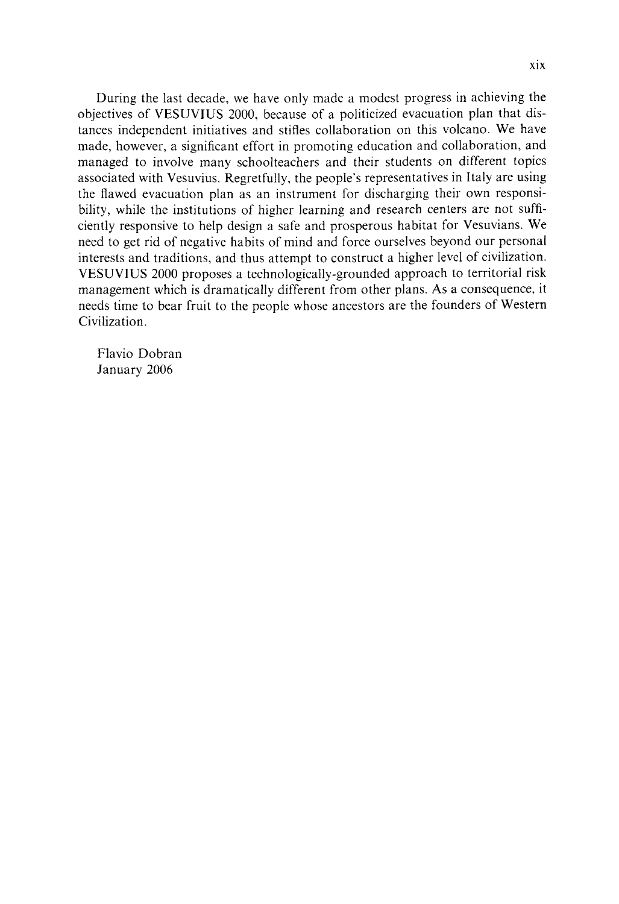During the last decade, we have only made a modest progress in achieving the objectives of VESUVIUS 2000, because of a politicized evacuation plan that distances independent initiatives and stifles collaboration on this volcano. We have made, however, a significant effort in promoting education and collaboration, and managed to involve many schoolteachers and their students on different topics associated with Vesuvius. Regretfully, the people's representatives in Italy are using the flawed evacuation plan as an instrument for discharging their own responsibility, while the institutions of higher learning and research centers are not sufficiently responsive to help design a safe and prosperous habitat for Vesuvians. We need to get rid of negative habits of mind and force ourselves beyond our personal interests and traditions, and thus attempt to construct a higher level of civilization. VESUVIUS 2000 proposes a technologically-grounded approach to territorial risk management which is dramatically different from other plans. As a consequence, it needs time to bear fruit to the people whose ancestors are the founders of Western Civilization.

Flavio Dobran  
January 2006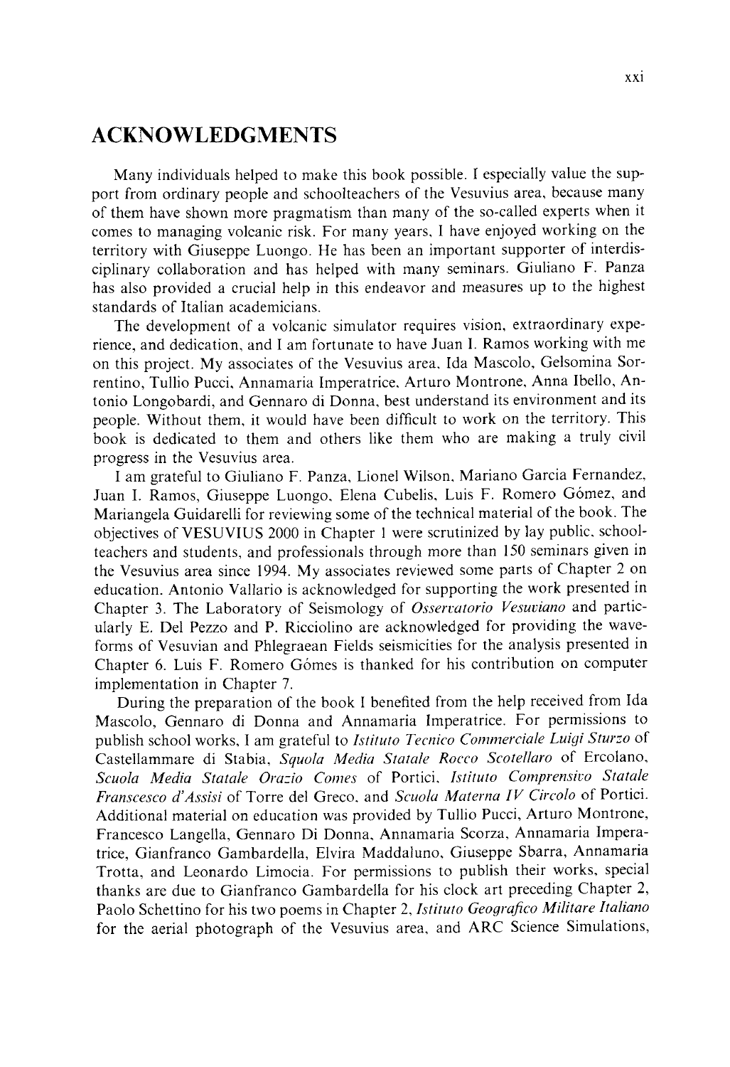# ACKNOWLEDGMENTS

Many individuals helped to make this book possible. I especially value the support from ordinary people and schoolteachers of the Vesuvius area, because many of them have shown more pragmatism than many of the so-called experts when it comes to managing volcanic risk. For many years, I have enjoyed working on the territory with Giuseppe Luongo. He has been an important supporter of interdisciplinary collaboration and has helped with many seminars. Giuliano F. Panza has also provided a crucial help in this endeavor and measures up to the highest standards of Italian academicians.

The development of a volcanic simulator requires vision, extraordinary experience, and dedication, and I am fortunate to have Juan I. Ramos working with me on this project. My associates of the Vesuvius area, Ida Mascolo, Gelsomina Sorrentino, Tullio Pucci, Annamaria Imperatrice, Arturo Montrone, Anna Ibello, Antonio Longobardi, and Gennaro di Donna, best understand its environment and its people. Without them, it would have been difficult to work on the territory. This book is dedicated to them and others like them who are making a truly civil progress in the Vesuvius area.

I am grateful to Giuliano F. Panza, Lionel Wilson, Mariano Garcia Fernandez, Juan I. Ramos, Giuseppe Luongo, Elena Cubelis, Luis F. Romero Gómez, and Mariangela Guidarelli for reviewing some of the technical material of the book. The objectives of VESUVIUS 2000 in Chapter 1 were scrutinized by lay public, schoolteachers and students, and professionals through more than 150 seminars given in the Vesuvius area since 1994. My associates reviewed some parts of Chapter 2 on education. Antonio Vallario is acknowledged for supporting the work presented in Chapter 3. The Laboratory of Seismology of *Osservatorio Vesuviano* and particularly E. Del Pezzo and P. Ricciolino are acknowledged for providing the waveforms of Vesuvian and Phlegraean Fields seismicities for the analysis presented in Chapter 6. Luis F. Romero Gòmes is thanked for his contribution on computer implementation in Chapter 7.

During the preparation of the book I benefited from the help received from Ida Mascolo, Gennaro di Donna and Annamaria Imperatrice. For permissions to publish school works, I am grateful to *Istituto Tecnico Commerciale Luigi Sturzo* of Castellammare di Stabia, *Squola Media Statale Rocco Scotellaro* of Ercolano, *Scuola Media Statale Orazio Comes* of Portici, *Istituto Comprensivo Statale Franscesco d'Assisi* of Torre del Greco, and *Scuola Materna IV Circolo* of Portici. Additional material on education was provided by Tullio Pucci, Arturo Montrone, Francesco Langella, Gennaro Di Donna, Annamaria Scorza, Annamaria Imperatrice, Gianfranco Gambardella, Elvira Maddaluno, Giuseppe Sbarra, Annamaria Trotta, and Leonardo Limocia. For permissions to publish their works, special thanks are due to Gianfranco Gambardella for his clock art preceding Chapter 2, Paolo Schettino for his two poems in Chapter 2, *Istituto Geografico Militare Italiano* for the aerial photograph of the Vesuvius area, and ARC Science Simulations,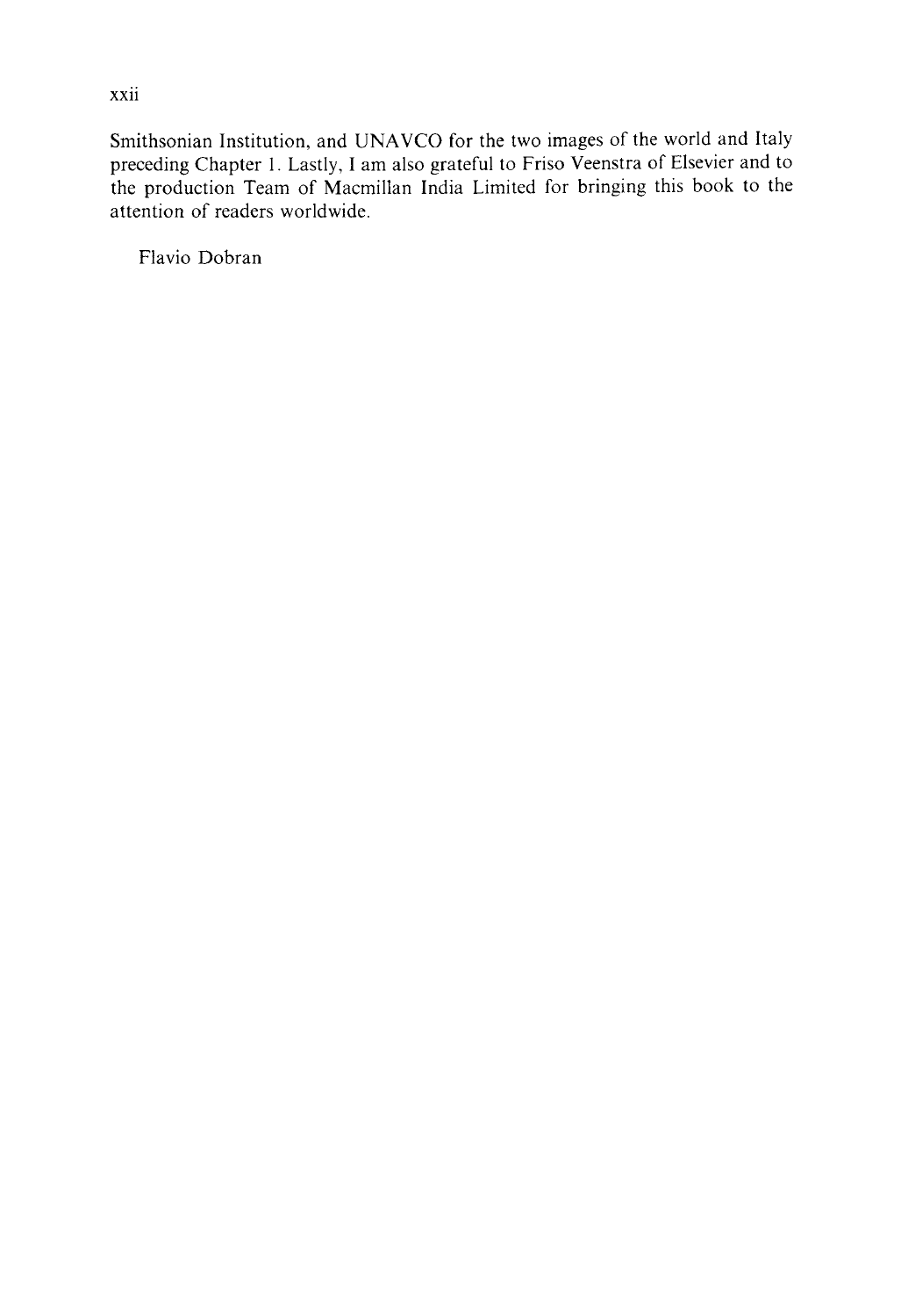Smithsonian Institution, and UNAVCO for the two images of the world and Italy preceding Chapter 1. Lastly, I am also grateful to Friso Veenstra of Elsevier and to the production Team of Macmillan India Limited for bringing this book to the attention of readers worldwide.

Flavio Dobran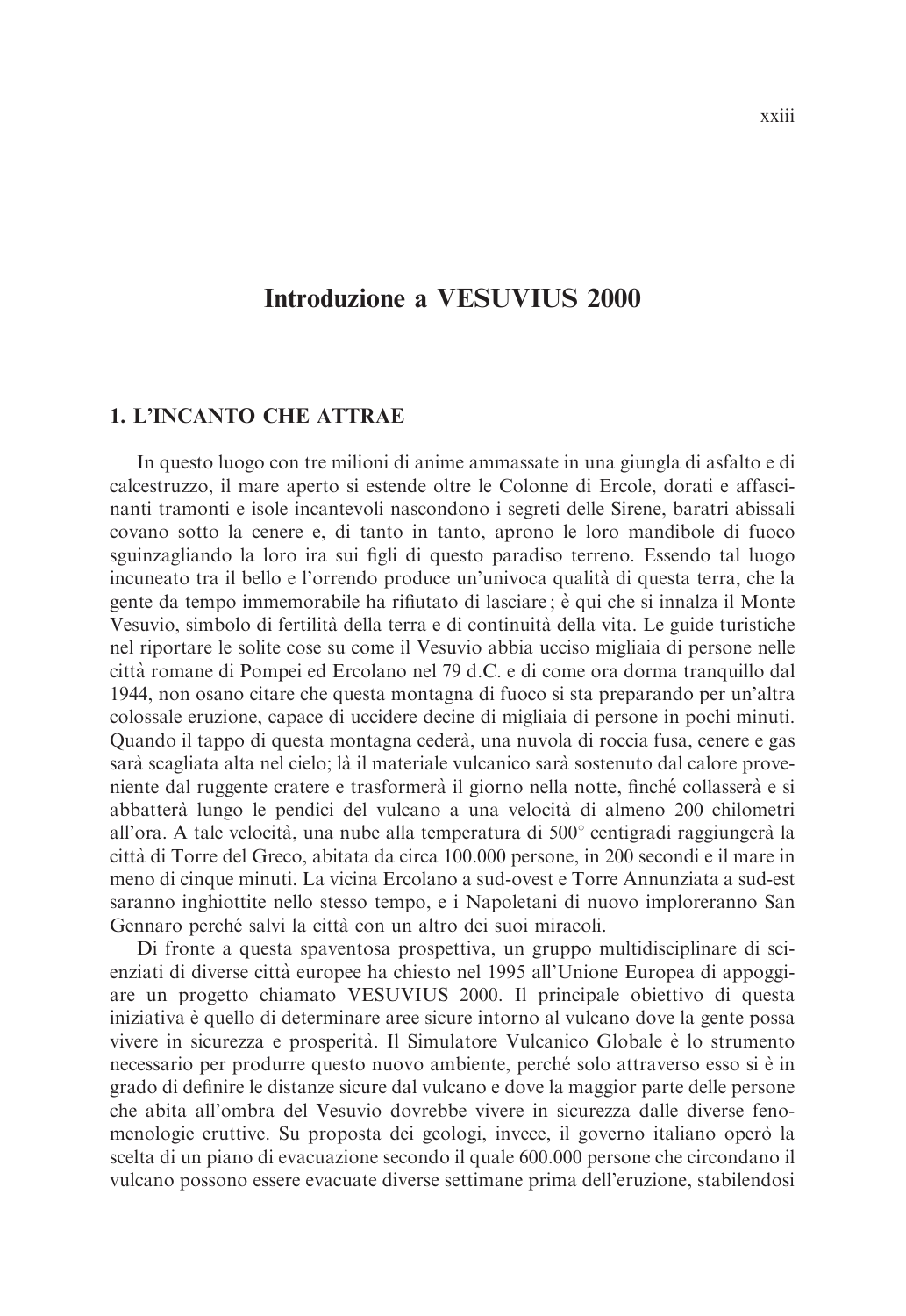# Introduzione a VESUVIUS 2000

## 1. L'INCANTO CHE ATTRAE

In questo luogo con tre milioni di anime ammassate in una giungla di asfalto e di calcestruzzo, il mare aperto si estende oltre le Colonne di Ercole, dorati e affascinanti tramonti e isole incantevoli nascondono i segreti delle Sirene, baratri abissali covano sotto la cenere e, di tanto in tanto, aprono le loro mandibole di fuoco sguinzagliando la loro ira sui figli di questo paradiso terreno. Essendo tal luogo incuneato tra il bello e l'orrendo produce un'univoca qualità di questa terra, che la gente da tempo immemorabile ha rifiutato di lasciare; è qui che si innalza il Monte Vesuvio, simbolo di fertilità della terra e di continuità della vita. Le guide turistiche nel riportare le solite cose su come il Vesuvio abbia ucciso migliaia di persone nelle città romane di Pompei ed Ercolano nel 79 d.C. e di come ora dorma tranquillo dal 1944, non osano citare che questa montagna di fuoco si sta preparando per un'altra colossale eruzione, capace di uccidere decine di migliaia di persone in pochi minuti. Quando il tappo di questa montagna cederà, una nuvola di roccia fusa, cenere e gas sarà scagliata alta nel cielo; là il materiale vulcanico sarà sostenuto dal calore proveniente dal ruggente cratere e trasformerà il giorno nella notte, finché collasserà e si abbatterà lungo le pendici del vulcano a una velocità di almeno 200 chilometri all'ora. A tale velocità, una nube alla temperatura di 500° centigradi raggiungerà la città di Torre del Greco, abitata da circa 100.000 persone, in 200 secondi e il mare in meno di cinque minuti. La vicina Ercolano a sud-ovest e Torre Annunziata a sud-est saranno inghiottite nello stesso tempo, e i Napoletani di nuovo imploreranno San Gennaro perché salvi la città con un altro dei suoi miracoli.

Di fronte a questa spaventosa prospettiva, un gruppo multidisciplinare di scienziati di diverse città europee ha chiesto nel 1995 all'Unione Europea di appoggiare un progetto chiamato VESUVIUS 2000. Il principale obiettivo di questa iniziativa è quello di determinare aree sicure intorno al vulcano dove la gente possa vivere in sicurezza e prosperità. Il Simulatore Vulcanico Globale è lo strumento necessario per produrre questo nuovo ambiente, perché solo attraverso esso si è in grado di definire le distanze sicure dal vulcano e dove la maggior parte delle persone che abita all'ombra del Vesuvio dovrebbe vivere in sicurezza dalle diverse fenomenologie eruttive. Su proposta dei geologi, invece, il governo italiano operò la scelta di un piano di evacuazione secondo il quale 600.000 persone che circondano il vulcano possono essere evacuate diverse settimane prima dell'eruzione, stabilendosi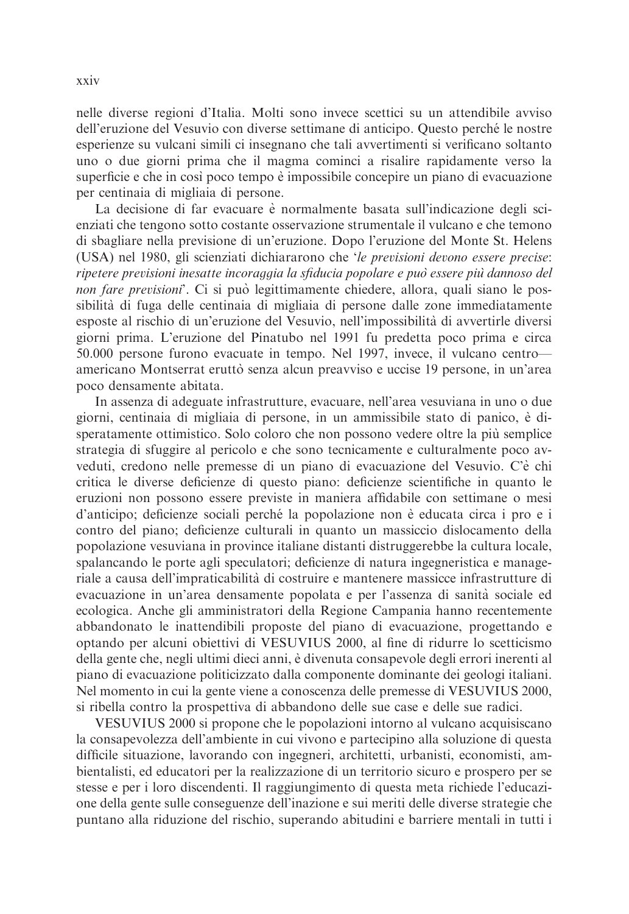nelle diverse regioni d'Italia. Molti sono invece scettici su un attendibile avviso dell'eruzione del Vesuvio con diverse settimane di anticipo. Questo perché le nostre esperienze su vulcani simili ci insegnano che tali avvertimenti si verificano soltanto uno o due giorni prima che il magma cominci a risalire rapidamente verso la superficie e che in così poco tempo è impossibile concepire un piano di evacuazione per centinaia di migliaia di persone.

La decisione di far evacuare è normalmente basata sull'indicazione degli scienziati che tengono sotto costante osservazione strumentale il vulcano e che temono di sbagliare nella previsione di un'eruzione. Dopo l'eruzione del Monte St. Helens (USA) nel 1980, gli scienziati dichiararono che '*le previsioni devono essere precise: ripetere previsioni inesatte incoraggia la sfiducia popolare e può essere più dannoso del non fare previsioni*'. Ci si può legittimamente chiedere, allora, quali siano le possibilità di fuga delle centinaia di migliaia di persone dalle zone immediatamente esposte al rischio di un'eruzione del Vesuvio, nell'impossibilità di avvertirle diversi giorni prima. L'eruzione del Pinatubo nel 1991 fu predetta poco prima e circa 50.000 persone furono evacuate in tempo. Nel 1997, invece, il vulcano centro—americano Montserrat eruttò senza alcun preavviso e uccise 19 persone, in un'area poco densamente abitata.

In assenza di adeguate infrastrutture, evacuare, nell'area vesuviana in uno o due giorni, centinaia di migliaia di persone, in un ammissibile stato di panico, è disperatamente ottimistico. Solo coloro che non possono vedere oltre la più semplice strategia di sfuggire al pericolo e che sono tecnicamente e culturalmente poco avveduti, credono nelle premesse di un piano di evacuazione del Vesuvio. C'è chi critica le diverse deficienze di questo piano: deficienze scientifiche in quanto le eruzioni non possono essere previste in maniera affidabile con settimane o mesi d'anticipo; deficienze sociali perché la popolazione non è educata circa i pro e i contro del piano; deficienze culturali in quanto un massiccio dislocamento della popolazione vesuviana in province italiane distanti distruggerebbe la cultura locale, spalancando le porte agli speculatori; deficienze di natura ingegneristica e manageriale a causa dell'impraticabilità di costruire e mantenere massicce infrastrutture di evacuazione in un'area densamente popolata e per l'assenza di sanità sociale ed ecologica. Anche gli amministratori della Regione Campania hanno recentemente abbandonato le inattendibili proposte del piano di evacuazione, progettando e optando per alcuni obiettivi di VESUVIUS 2000, al fine di ridurre lo scetticismo della gente che, negli ultimi dieci anni, è divenuta consapevole degli errori inerenti al piano di evacuazione politicizzato dalla componente dominante dei geologi italiani. Nel momento in cui la gente viene a conoscenza delle premesse di VESUVIUS 2000, si ribella contro la prospettiva di abbandono delle sue case e delle sue radici.

VESUVIUS 2000 si propone che le popolazioni intorno al vulcano acquisiscano la consapevolezza dell'ambiente in cui vivono e partecipino alla soluzione di questa difficile situazione, lavorando con ingegneri, architetti, urbanisti, economisti, ambientalisti, ed educatori per la realizzazione di un territorio sicuro e prospero per se stesse e per i loro discendenti. Il raggiungimento di questa meta richiede l'educazione della gente sulle conseguenze dell'inazione e sui meriti delle diverse strategie che puntano alla riduzione del rischio, superando abitudini e barriere mentali in tutti i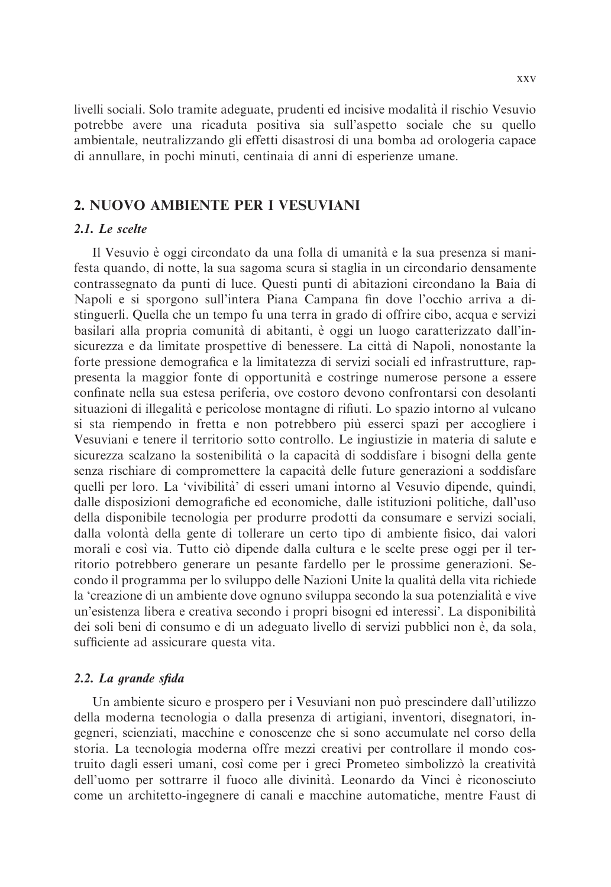livelli sociali. Solo tramite adeguate, prudenti ed incisive modalità il rischio Vesuvio potrebbe avere una ricaduta positiva sia sull'aspetto sociale che su quello ambientale, neutralizzando gli effetti disastrosi di una bomba ad orologeria capace di annullare, in pochi minuti, centinaia di anni di esperienze umane.

## 2. NUOVO AMBIENTE PER I VESUVIANI

### *2.1. Le scelte*

Il Vesuvio è oggi circondato da una folla di umanità e la sua presenza si manifesta quando, di notte, la sua sagoma scura si staglia in un circondario densamente contrassegnato da punti di luce. Questi punti di abitazioni circondano la Baia di Napoli e si sporgono sull'intera Piana Campana fin dove l'occhio arriva a distinguerli. Quella che un tempo fu una terra in grado di offrire cibo, acqua e servizi basilari alla propria comunità di abitanti, è oggi un luogo caratterizzato dall'insicurezza e da limitate prospettive di benessere. La città di Napoli, nonostante la forte pressione demografica e la limitatezza di servizi sociali ed infrastrutture, rappresenta la maggior fonte di opportunità e costringe numerose persone a essere confinate nella sua estesa periferia, ove costoro devono confrontarsi con desolanti situazioni di illegalità e pericolose montagne di rifiuti. Lo spazio intorno al vulcano si sta riempendo in fretta e non potrebbero più esserci spazi per accogliere i Vesuviani e tenere il territorio sotto controllo. Le ingiustizie in materia di salute e sicurezza scalzano la sostenibilità o la capacità di soddisfare i bisogni della gente senza rischiare di compromettere la capacità delle future generazioni a soddisfare quelli per loro. La 'vivibilità' di esseri umani intorno al Vesuvio dipende, quindi, dalle disposizioni demografiche ed economiche, dalle istituzioni politiche, dall'uso della disponibile tecnologia per produrre prodotti da consumare e servizi sociali, dalla volontà della gente di tollerare un certo tipo di ambiente fisico, dai valori morali e così via. Tutto ciò dipende dalla cultura e le scelte prese oggi per il territorio potrebbero generare un pesante fardello per le prossime generazioni. Secondo il programma per lo sviluppo delle Nazioni Unite la qualità della vita richiede la 'creazione di un ambiente dove ognuno sviluppa secondo la sua potenzialità e vive un'esistenza libera e creativa secondo i propri bisogni ed interessi'. La disponibilità dei soli beni di consumo e di un adeguato livello di servizi pubblici non è, da sola, sufficiente ad assicurare questa vita.

### *2.2. La grande sfida*

Un ambiente sicuro e prospero per i Vesuviani non può prescindere dall'utilizzo della moderna tecnologia o dalla presenza di artigiani, inventori, disegnatori, ingegneri, scienziati, macchine e conoscenze che si sono accumulate nel corso della storia. La tecnologia moderna offre mezzi creativi per controllare il mondo costruito dagli esseri umani, così come per i greci Prometeo simbolizzò la creatività dell'uomo per sottrarre il fuoco alle divinità. Leonardo da Vinci è riconosciuto come un architetto-ingegnere di canali e macchine automatiche, mentre Faust di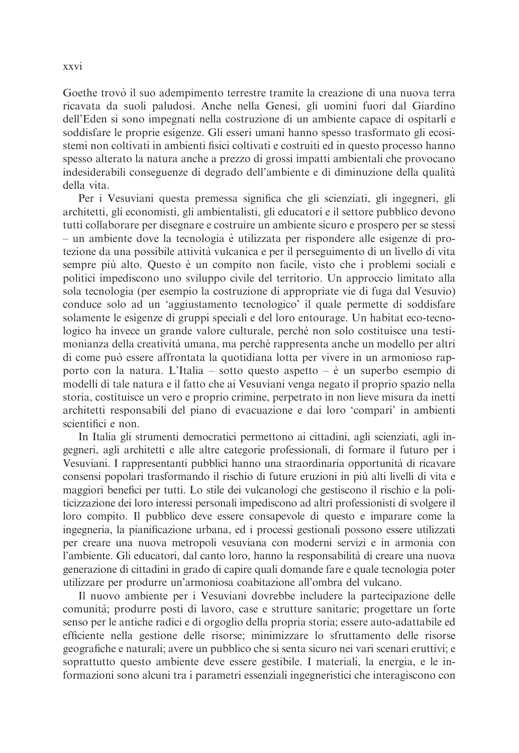Goethe trovò il suo adempimento terrestre tramite la creazione di una nuova terra ricavata da suoli paludosi. Anche nella Genesi, gli uomini fuori dal Giardino dell'Eden si sono impegnati nella costruzione di un ambiente capace di ospitarli e soddisfare le proprie esigenze. Gli esseri umani hanno spesso trasformato gli ecosistemi non coltivati in ambienti fisici coltivati e costruiti ed in questo processo hanno spesso alterato la natura anche a prezzo di grossi impatti ambientali che provocano indesiderabili conseguenze di degrado dell'ambiente e di diminuzione della qualità della vita.

Per i Vesuviani questa premessa significa che gli scienziati, gli ingegneri, gli architetti, gli economisti, gli ambientalisti, gli educatori e il settore pubblico devono tutti collaborare per disegnare e costruire un ambiente sicuro e prospero per se stessi – un ambiente dove la tecnologia è utilizzata per rispondere alle esigenze di protezione da una possibile attività vulcanica e per il perseguimento di un livello di vita sempre più alto. Questo è un compito non facile, visto che i problemi sociali e politici impediscono uno sviluppo civile del territorio. Un approccio limitato alla sola tecnologia (per esempio la costruzione di appropriate vie di fuga dal Vesuvio) conduce solo ad un 'aggiustamento tecnologico' il quale permette di soddisfare solamente le esigenze di gruppi speciali e del loro entourage. Un habitat eco-tecnologico ha invece un grande valore culturale, perchè non solo costituisce una testimonianza della creatività umana, ma perché rappresenta anche un modello per altri di come può essere affrontata la quotidiana lotta per vivere in un armonioso rapporto con la natura. L'Italia – sotto questo aspetto – è un superbo esempio di modelli di tale natura e il fatto che ai Vesuviani venga negato il proprio spazio nella storia, costituisce un vero e proprio crimine, perpetrato in non lieve misura da inetti architetti responsabili del piano di evacuazione e dai loro 'compari' in ambienti scientifici e non.

In Italia gli strumenti democratici permettono ai cittadini, agli scienziati, agli ingegneri, agli architetti e alle altre categorie professionali, di formare il futuro per i Vesuviani. I rappresentanti pubblici hanno una straordinaria opportunità di ricavare consensi popolari trasformando il rischio di future eruzioni in più alti livelli di vita e maggiori benefici per tutti. Lo stile dei vulcanologi che gestiscono il rischio e la politicizzazione dei loro interessi personali impediscono ad altri professionisti di svolgere il loro compito. Il pubblico deve essere consapevole di questo e imparare come la ingegneria, la pianificazione urbana, ed i processi gestionali possono essere utilizzati per creare una nuova metropoli vesuviana con moderni servizi e in armonia con l'ambiente. Gli educatori, dal canto loro, hanno la responsabilità di creare una nuova generazione di cittadini in grado di capire quali domande fare e quale tecnologia poter utilizzare per produrre un'armoniosa coabitazione all'ombra del vulcano.

Il nuovo ambiente per i Vesuviani dovrebbe includere la partecipazione delle comunità; produrre posti di lavoro, case e strutture sanitarie; progettare un forte senso per le antiche radici e di orgoglio della propria storia; essere auto-adattabile ed efficiente nella gestione delle risorse; minimizzare lo sfruttamento delle risorse geografiche e naturali; avere un pubblico che si senta sicuro nei vari scenari eruttivi; e soprattutto questo ambiente deve essere gestibile. I materiali, la energia, e le informazioni sono alcuni tra i parametri essenziali ingegneristici che interagiscono con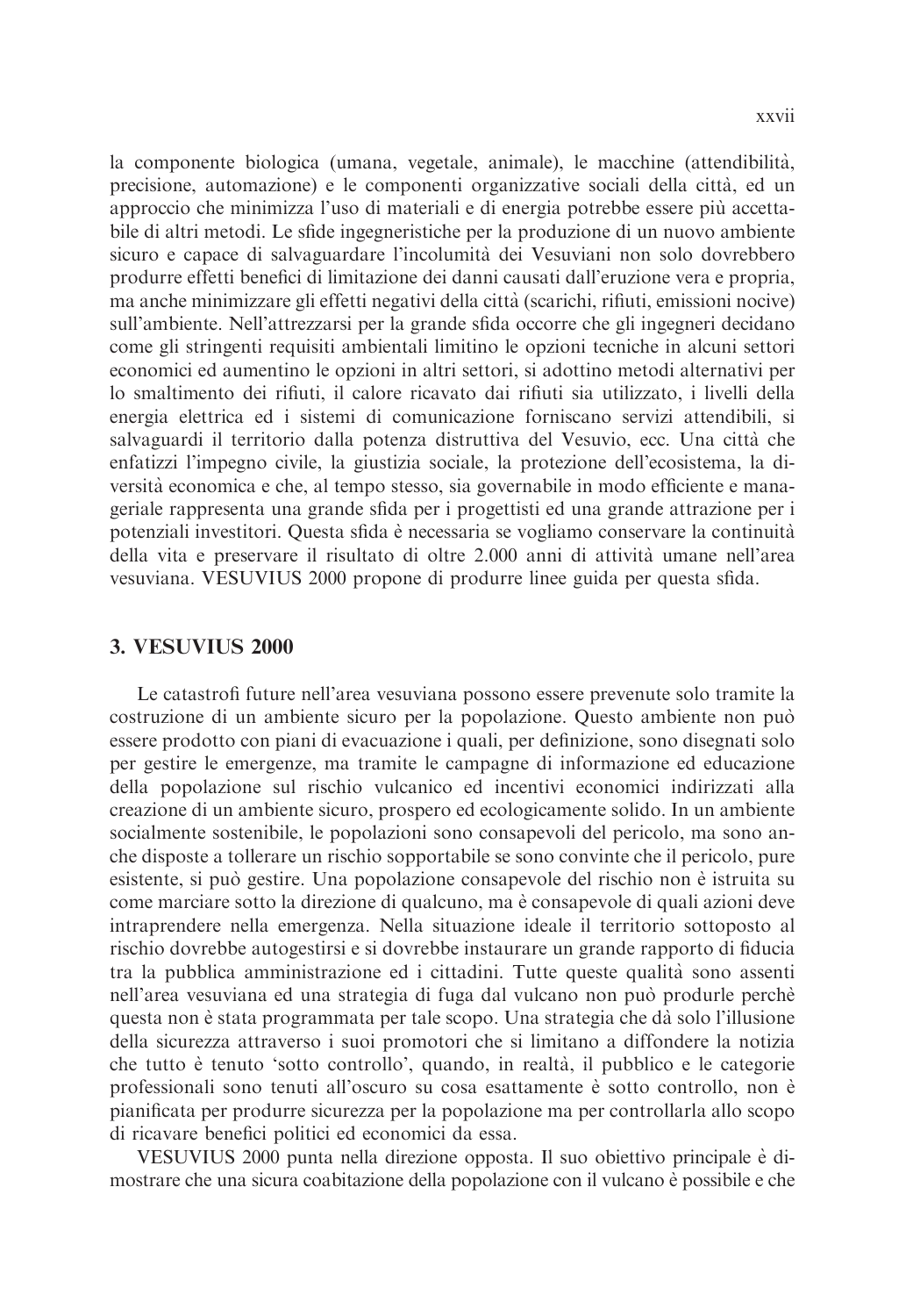la componente biologica (umana, vegetale, animale), le macchine (attendibilità, precisione, automazione) e le componenti organizzative sociali della città, ed un approccio che minimizza l'uso di materiali e di energia potrebbe essere più accettabile di altri metodi. Le sfide ingegneristiche per la produzione di un nuovo ambiente sicuro e capace di salvaguardare l'incolumità dei Vesuviani non solo dovrebbero produrre effetti benefici di limitazione dei danni causati dall'eruzione vera e propria, ma anche minimizzare gli effetti negativi della città (scarichi, rifiuti, emissioni nocive) sull'ambiente. Nell'attrezzarsi per la grande sfida occorre che gli ingegneri decidano come gli stringenti requisiti ambientali limitino le opzioni tecniche in alcuni settori economici ed aumentino le opzioni in altri settori, si adottino metodi alternativi per lo smaltimento dei rifiuti, il calore ricavato dai rifiuti sia utilizzato, i livelli della energia elettrica ed i sistemi di comunicazione forniscano servizi attendibili, si salvaguardi il territorio dalla potenza distruttiva del Vesuvio, ecc. Una città che enfatizzi l'impegno civile, la giustizia sociale, la protezione dell'ecosistema, la diversità economica e che, al tempo stesso, sia governabile in modo efficiente e manageriale rappresenta una grande sfida per i progettisti ed una grande attrazione per i potenziali investitori. Questa sfida è necessaria se vogliamo conservare la continuità della vita e preservare il risultato di oltre 2.000 anni di attività umane nell'area vesuviana. VESUVIUS 2000 propone di produrre linee guida per questa sfida.

## 3. VESUVIUS 2000

Le catastrofi future nell'area vesuviana possono essere prevenute solo tramite la costruzione di un ambiente sicuro per la popolazione. Questo ambiente non può essere prodotto con piani di evacuazione i quali, per definizione, sono disegnati solo per gestire le emergenze, ma tramite le campagne di informazione ed educazione della popolazione sul rischio vulcanico ed incentivi economici indirizzati alla creazione di un ambiente sicuro, prospero ed ecologicamente solido. In un ambiente socialmente sostenibile, le popolazioni sono consapevoli del pericolo, ma sono anche disposte a tollerare un rischio sopportabile se sono convinte che il pericolo, pure esistente, si può gestire. Una popolazione consapevole del rischio non è istruita su come marciare sotto la direzione di qualcuno, ma è consapevole di quali azioni deve intraprendere nella emergenza. Nella situazione ideale il territorio sottoposto al rischio dovrebbe autogestirsi e si dovrebbe instaurare un grande rapporto di fiducia tra la pubblica amministrazione ed i cittadini. Tutte queste qualità sono assenti nell'area vesuviana ed una strategia di fuga dal vulcano non può produrle perchè questa non è stata programmata per tale scopo. Una strategia che dà solo l'illusione della sicurezza attraverso i suoi promotori che si limitano a diffondere la notizia che tutto è tenuto 'sotto controllo', quando, in realtà, il pubblico e le categorie professionali sono tenuti all'oscuro su cosa esattamente è sotto controllo, non è pianificata per produrre sicurezza per la popolazione ma per controllarla allo scopo di ricavare benefici politici ed economici da essa.

VESUVIUS 2000 punta nella direzione opposta. Il suo obiettivo principale è dimostrare che una sicura coabitazione della popolazione con il vulcano è possibile e che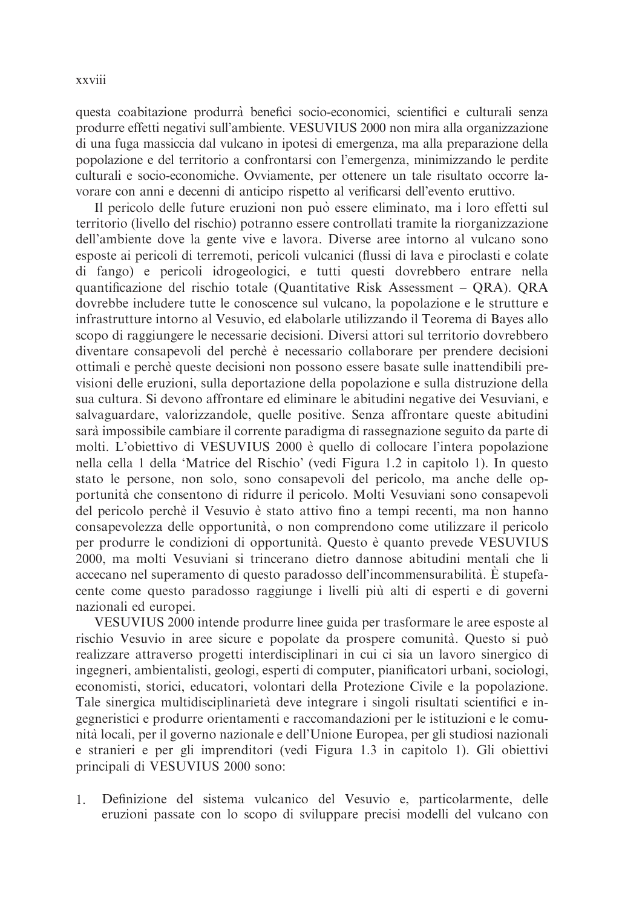questa coabitazione produrrà benefici socio-economici, scientifici e culturali senza produrre effetti negativi sull'ambiente. VESUVIUS 2000 non mira alla organizzazione di una fuga massiccia dal vulcano in ipotesi di emergenza, ma alla preparazione della popolazione e del territorio a confrontarsi con l'emergenza, minimizzando le perdite culturali e socio-economiche. Ovviamente, per ottenere un tale risultato occorre lavorare con anni e decenni di anticipo rispetto al verificarsi dell'evento eruttivo.

Il pericolo delle future eruzioni non può essere eliminato, ma i loro effetti sul territorio (livello del rischio) potranno essere controllati tramite la riorganizzazione dell'ambiente dove la gente vive e lavora. Diverse aree intorno al vulcano sono esposte ai pericoli di terremoti, pericoli vulcanici (flussi di lava e piroclasti e colate di fango) e pericoli idrogeologici, e tutti questi dovrebbero entrare nella quantificazione del rischio totale (Quantitative Risk Assessment – QRA). QRA dovrebbe includere tutte le conoscence sul vulcano, la popolazione e le strutture e infrastrutture intorno al Vesuvio, ed elaborarle utilizzando il Teorema di Bayes allo scopo di raggiungere le necessarie decisioni. Diversi attori sul territorio dovrebbero diventare consapevoli del perchè è necessario collaborare per prendere decisioni ottimali e perchè queste decisioni non possono essere basate sulle inattendibili previsioni delle eruzioni, sulla deportazione della popolazione e sulla distruzione della sua cultura. Si devono affrontare ed eliminare le abitudini negative dei Vesuviani, e salvaguardare, valorizzandole, quelle positive. Senza affrontare queste abitudini sarà impossibile cambiare il corrente paradigma di rassegnazione seguito da parte di molti. L'obiettivo di VESUVIUS 2000 è quello di collocare l'intera popolazione nella cella 1 della 'Matrice del Rischio' (vedi Figura 1.2 in capitolo 1). In questo stato le persone, non solo, sono consapevoli del pericolo, ma anche delle opportunità che consentono di ridurre il pericolo. Molti Vesuviani sono consapevoli del pericolo perchè il Vesuvio è stato attivo fino a tempi recenti, ma non hanno consapevolezza delle opportunità, o non comprendono come utilizzare il pericolo per produrre le condizioni di opportunità. Questo è quanto prevede VESUVIUS 2000, ma molti Vesuviani si trincerano dietro dannose abitudini mentali che li accecano nel superamento di questo paradosso dell'incommensurabilità. È stupefacente come questo paradosso raggiunge i livelli più alti di esperti e di governi nazionali ed europei.

VESUVIUS 2000 intende produrre linee guida per trasformare le aree esposte al rischio Vesuvio in aree sicure e popolate da prospere comunità. Questo si può realizzare attraverso progetti interdisciplinari in cui ci sia un lavoro sinergico di ingegneri, ambientalisti, geologi, esperti di computer, pianificatori urbani, sociologi, economisti, storici, educatori, volontari della Protezione Civile e la popolazione. Tale sinergica multidisciplinarietà deve integrare i singoli risultati scientifici e ingegneristici e produrre orientamenti e raccomandazioni per le istituzioni e le comunità locali, per il governo nazionale e dell'Unione Europea, per gli studiosi nazionali e stranieri e per gli imprenditori (vedi Figura 1.3 in capitolo 1). Gli obiettivi principali di VESUVIUS 2000 sono:

1. Definizione del sistema vulcanico del Vesuvio e, particolarmente, delle eruzioni passate con lo scopo di sviluppare precisi modelli del vulcano con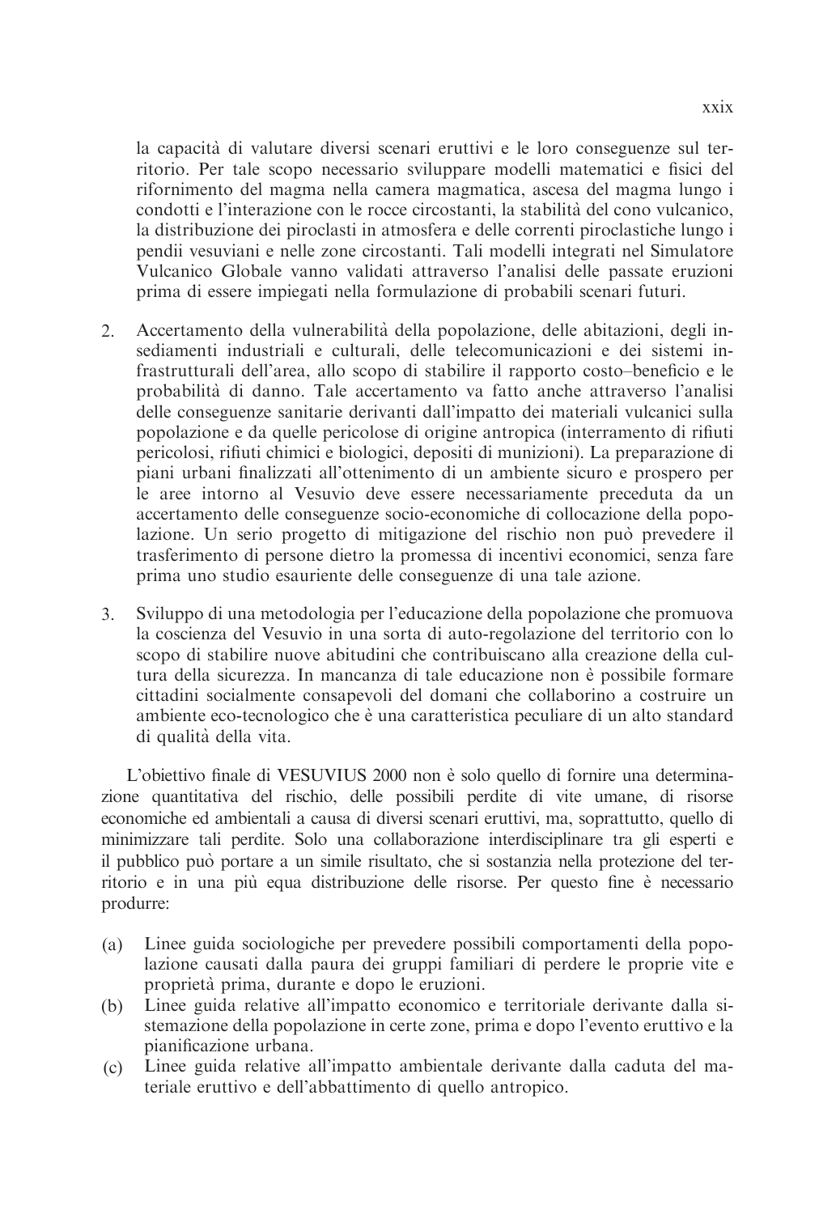la capacità di valutare diversi scenari eruttivi e le loro conseguenze sul territorio. Per tale scopo necessario sviluppare modelli matematici e fisici del rifornimento del magma nella camera magmatica, ascesa del magma lungo i condotti e l'interazione con le rocce circostanti, la stabilità del cono vulcanico, la distribuzione dei piroclasti in atmosfera e delle correnti piroclastiche lungo i pendii vesuviani e nelle zone circostanti. Tali modelli integrati nel Simulatore Vulcanico Globale vanno validati attraverso l'analisi delle passate eruzioni prima di essere impiegati nella formulazione di probabili scenari futuri.

2. Accertamento della vulnerabilità della popolazione, delle abitazioni, degli insediamenti industriali e culturali, delle telecomunicazioni e dei sistemi infrastrutturali dell'area, allo scopo di stabilire il rapporto costo–beneficio e le probabilità di danno. Tale accertamento va fatto anche attraverso l'analisi delle conseguenze sanitarie derivanti dall'impatto dei materiali vulcanici sulla popolazione e da quelle pericolose di origine antropica (interramento di rifiuti pericolosi, rifiuti chimici e biologici, depositi di munizioni). La preparazione di piani urbani finalizzati all'ottenimento di un ambiente sicuro e prospero per le aree intorno al Vesuvio deve essere necessariamente preceduta da un accertamento delle conseguenze socio-economiche di collocazione della popolazione. Un serio progetto di mitigazione del rischio non può prevedere il trasferimento di persone dietro la promessa di incentivi economici, senza fare prima uno studio esauriente delle conseguenze di una tale azione.

3. Sviluppo di una metodologia per l'educazione della popolazione che promuova la coscienza del Vesuvio in una sorta di auto-regolazione del territorio con lo scopo di stabilire nuove abitudini che contribuiscano alla creazione della cultura della sicurezza. In mancanza di tale educazione non è possibile formare cittadini socialmente consapevoli del domani che collaborino a costruire un ambiente eco-tecnologico che è una caratteristica peculiare di un alto standard di qualità della vita.

L'obiettivo finale di VESUVIUS 2000 non è solo quello di fornire una determinazione quantitativa del rischio, delle possibili perdite di vite umane, di risorse economiche ed ambientali a causa di diversi scenari eruttivi, ma, soprattutto, quello di minimizzare tali perdite. Solo una collaborazione interdisciplinare tra gli esperti e il pubblico può portare a un simile risultato, che si sostanzia nella protezione del territorio e in una più equa distribuzione delle risorse. Per questo fine è necessario produrre:

(a) Linee guida sociologiche per prevedere possibili comportamenti della popolazione causati dalla paura dei gruppi familiari di perdere le proprie vite e proprietà prima, durante e dopo le eruzioni.
(b) Linee guida relative all'impatto economico e territoriale derivante dalla sistemazione della popolazione in certe zone, prima e dopo l'evento eruttivo e la pianificazione urbana.
(c) Linee guida relative all'impatto ambientale derivante dalla caduta del materiale eruttivo e dell'abbattimento di quello antropico.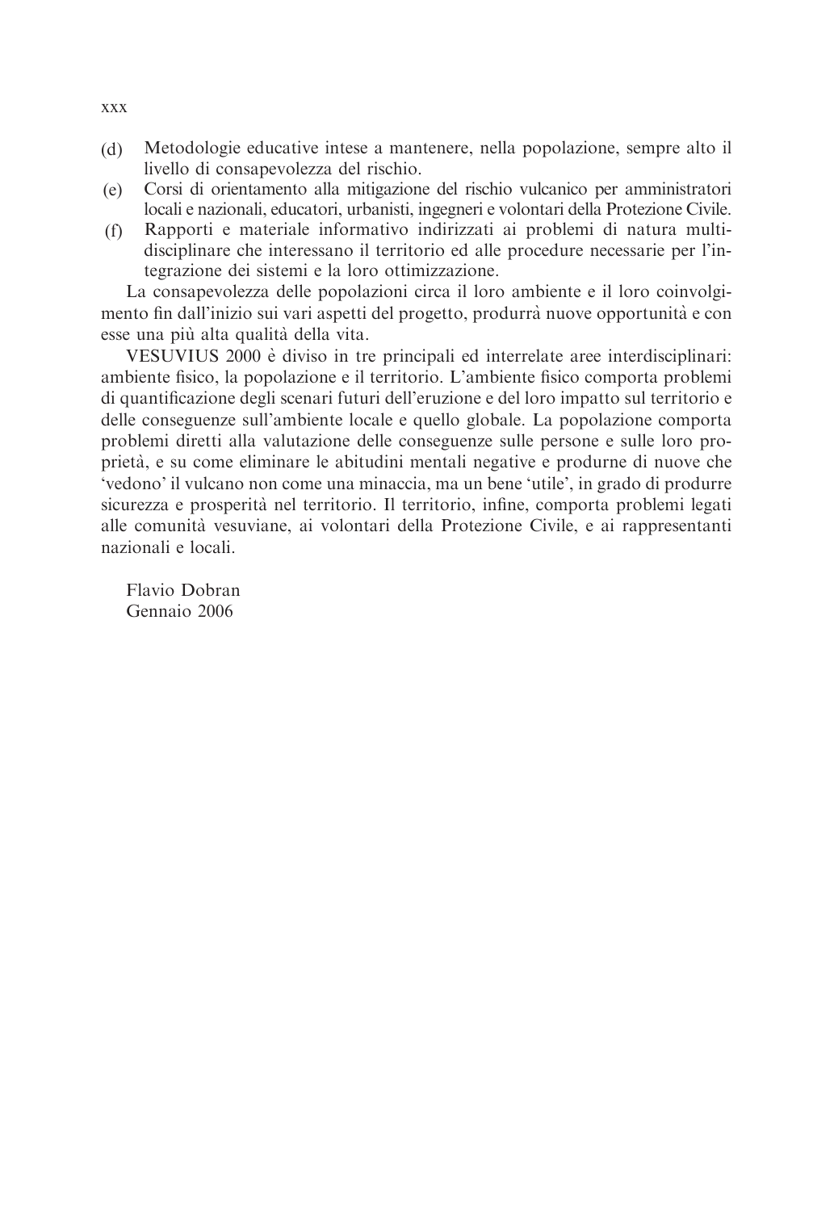(d) Metodologie educative intese a mantenere, nella popolazione, sempre alto il livello di consapevolezza del rischio.

(e) Corsi di orientamento alla mitigazione del rischio vulcanico per amministratori locali e nazionali, educatori, urbanisti, ingegneri e volontari della Protezione Civile.

(f) Rapporti e materiale informativo indirizzati ai problemi di natura multidisciplinare che interessano il territorio ed alle procedure necessarie per l'integrazione dei sistemi e la loro ottimizzazione.

La consapevolezza delle popolazioni circa il loro ambiente e il loro coinvolgimento fin dall'inizio sui vari aspetti del progetto, produrrà nuove opportunità e con esse una più alta qualità della vita.

VESUVIUS 2000 è diviso in tre principali ed interrelate aree interdisciplinari: ambiente fisico, la popolazione e il territorio. L'ambiente fisico comporta problemi di quantificazione degli scenari futuri dell'eruzione e del loro impatto sul territorio e delle conseguenze sull'ambiente locale e quello globale. La popolazione comporta problemi diretti alla valutazione delle conseguenze sulle persone e sulle loro proprietà, e su come eliminare le abitudini mentali negative e produrne di nuove che 'vedono' il vulcano non come una minaccia, ma un bene 'utile', in grado di produrre sicurezza e prosperità nel territorio. Il territorio, infine, comporta problemi legati alle comunità vesuviane, ai volontari della Protezione Civile, e ai rappresentanti nazionali e locali.

Flavio Dobran
Gennaio 2006